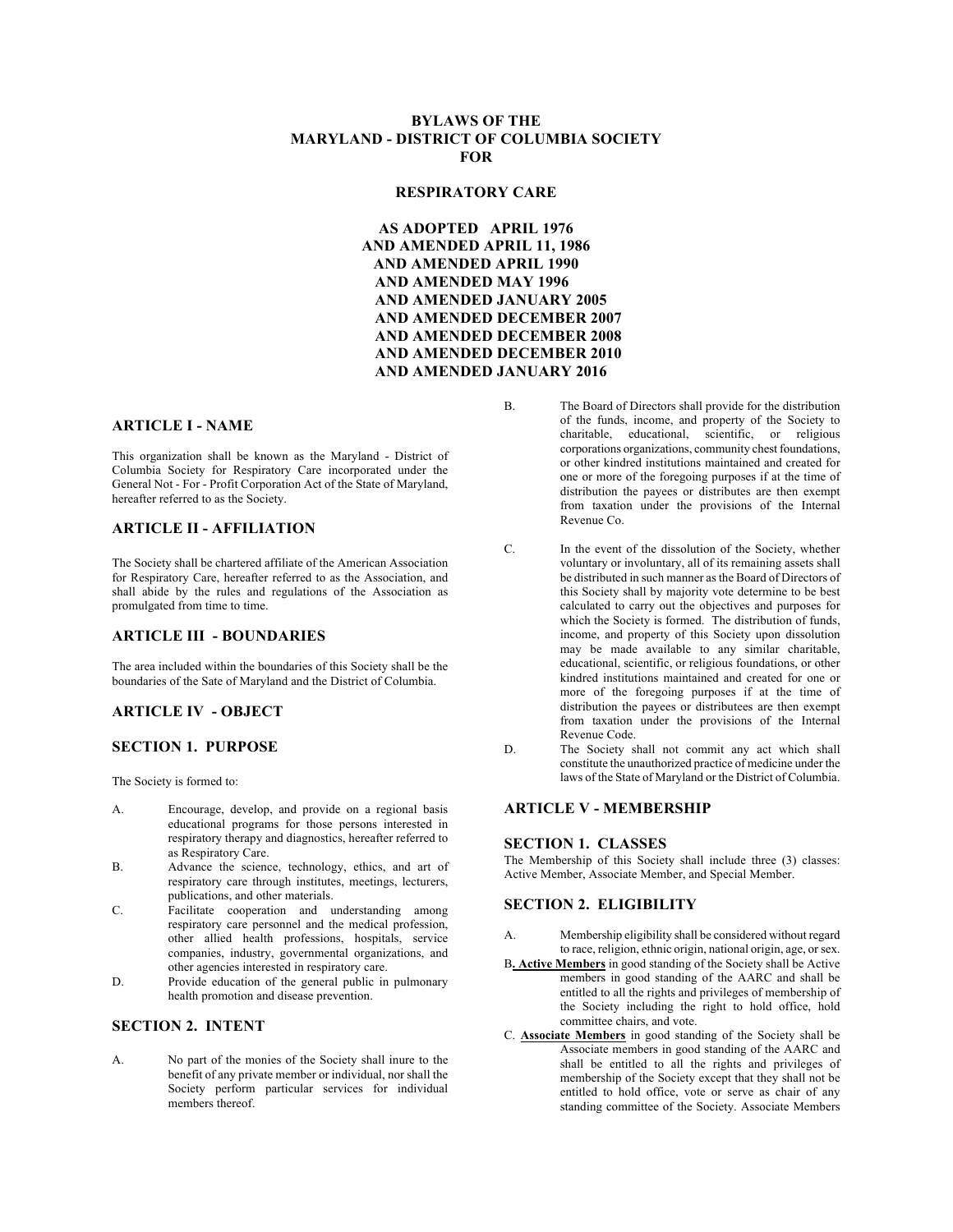# BYLAWS OF THE MARYLAND - DISTRICT OF COLUMBIA SOCIETY FOR

## RESPIRATORY CARE

**AS ADOPTED APRIL 1976**
**AND AMENDED APRIL 11, 1986**
**AND AMENDED APRIL 1990**
**AND AMENDED MAY 1996**
**AND AMENDED JANUARY 2005**
**AND AMENDED DECEMBER 2007**
**AND AMENDED DECEMBER 2008**
**AND AMENDED DECEMBER 2010**
**AND AMENDED JANUARY 2016**

## ARTICLE I - NAME

This organization shall be known as the Maryland - District of Columbia Society for Respiratory Care incorporated under the General Not - For - Profit Corporation Act of the State of Maryland, hereafter referred to as the Society.

## ARTICLE II - AFFILIATION

The Society shall be chartered affiliate of the American Association for Respiratory Care, hereafter referred to as the Association, and shall abide by the rules and regulations of the Association as promulgated from time to time.

## ARTICLE III - BOUNDARIES

The area included within the boundaries of this Society shall be the boundaries of the Sate of Maryland and the District of Columbia.

## ARTICLE IV - OBJECT

### SECTION 1. PURPOSE

The Society is formed to:

A. Encourage, develop, and provide on a regional basis educational programs for those persons interested in respiratory therapy and diagnostics, hereafter referred to as Respiratory Care.

B. Advance the science, technology, ethics, and art of respiratory care through institutes, meetings, lecturers, publications, and other materials.

C. Facilitate cooperation and understanding among respiratory care personnel and the medical profession, other allied health professions, hospitals, service companies, industry, governmental organizations, and other agencies interested in respiratory care.

D. Provide education of the general public in pulmonary health promotion and disease prevention.

### SECTION 2. INTENT

A. No part of the monies of the Society shall inure to the benefit of any private member or individual, nor shall the Society perform particular services for individual members thereof.

B. The Board of Directors shall provide for the distribution of the funds, income, and property of the Society to charitable, educational, scientific, or religious corporations organizations, community chest foundations, or other kindred institutions maintained and created for one or more of the foregoing purposes if at the time of distribution the payees or distributes are then exempt from taxation under the provisions of the Internal Revenue Co.

C. In the event of the dissolution of the Society, whether voluntary or involuntary, all of its remaining assets shall be distributed in such manner as the Board of Directors of this Society shall by majority vote determine to be best calculated to carry out the objectives and purposes for which the Society is formed. The distribution of funds, income, and property of this Society upon dissolution may be made available to any similar charitable, educational, scientific, or religious foundations, or other kindred institutions maintained and created for one or more of the foregoing purposes if at the time of distribution the payees or distributees are then exempt from taxation under the provisions of the Internal Revenue Code.

D. The Society shall not commit any act which shall constitute the unauthorized practice of medicine under the laws of the State of Maryland or the District of Columbia.

## ARTICLE V - MEMBERSHIP

### SECTION 1. CLASSES

The Membership of this Society shall include three (3) classes: Active Member, Associate Member, and Special Member.

### SECTION 2. ELIGIBILITY

A. Membership eligibility shall be considered without regard to race, religion, ethnic origin, national origin, age, or sex.

B**. <u>Active Members</u>** in good standing of the Society shall be Active members in good standing of the AARC and shall be entitled to all the rights and privileges of membership of the Society including the right to hold office, hold committee chairs, and vote.

C. **<u>Associate Members</u>** in good standing of the Society shall be Associate members in good standing of the AARC and shall be entitled to all the rights and privileges of membership of the Society except that they shall not be entitled to hold office, vote or serve as chair of any standing committee of the Society. Associate Members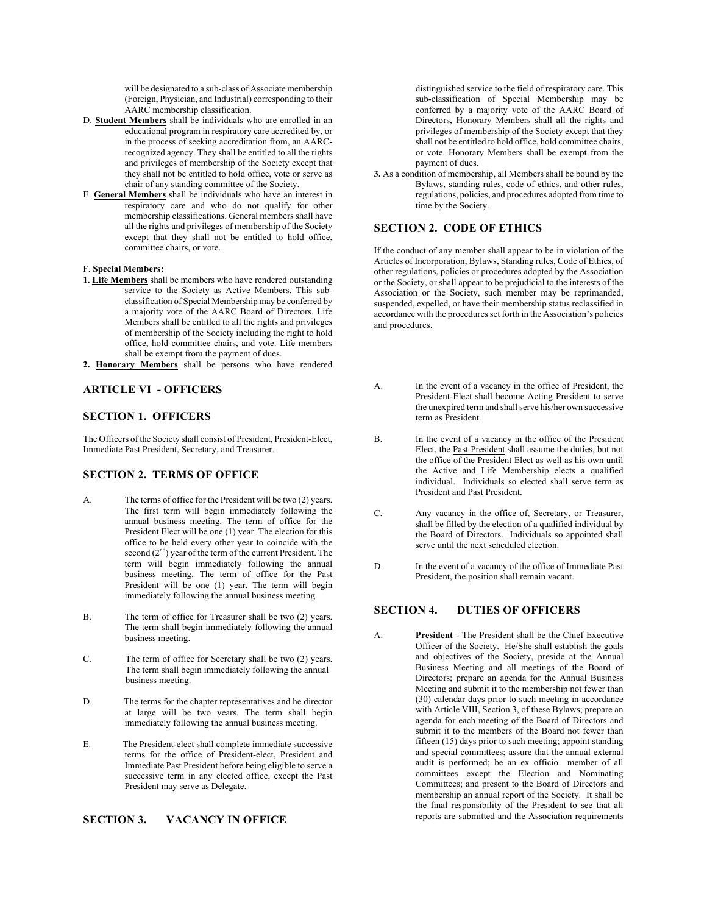will be designated to a sub-class of Associate membership (Foreign, Physician, and Industrial) corresponding to their AARC membership classification.

D. **Student Members** shall be individuals who are enrolled in an educational program in respiratory care accredited by, or in the process of seeking accreditation from, an AARC-recognized agency. They shall be entitled to all the rights and privileges of membership of the Society except that they shall not be entitled to hold office, vote or serve as chair of any standing committee of the Society.

E. **General Members** shall be individuals who have an interest in respiratory care and who do not qualify for other membership classifications. General members shall have all the rights and privileges of membership of the Society except that they shall not be entitled to hold office, committee chairs, or vote.

F. **Special Members:**

**1. Life Members** shall be members who have rendered outstanding service to the Society as Active Members. This sub-classification of Special Membership may be conferred by a majority vote of the AARC Board of Directors. Life Members shall be entitled to all the rights and privileges of membership of the Society including the right to hold office, hold committee chairs, and vote. Life members shall be exempt from the payment of dues.

**2. Honorary Members** shall be persons who have rendered distinguished service to the field of respiratory care. This sub-classification of Special Membership may be conferred by a majority vote of the AARC Board of Directors, Honorary Members shall all the rights and privileges of membership of the Society except that they shall not be entitled to hold office, hold committee chairs, or vote. Honorary Members shall be exempt from the payment of dues.

**3.** As a condition of membership, all Members shall be bound by the Bylaws, standing rules, code of ethics, and other rules, regulations, policies, and procedures adopted from time to time by the Society.

### SECTION 2. CODE OF ETHICS

If the conduct of any member shall appear to be in violation of the Articles of Incorporation, Bylaws, Standing rules, Code of Ethics, of other regulations, policies or procedures adopted by the Association or the Society, or shall appear to be prejudicial to the interests of the Association or the Society, such member may be reprimanded, suspended, expelled, or have their membership status reclassified in accordance with the procedures set forth in the Association's policies and procedures.

## ARTICLE VI - OFFICERS

### SECTION 1. OFFICERS

The Officers of the Society shall consist of President, President-Elect, Immediate Past President, Secretary, and Treasurer.

### SECTION 2. TERMS OF OFFICE

A. The terms of office for the President will be two (2) years. The first term will begin immediately following the annual business meeting. The term of office for the President Elect will be one (1) year. The election for this office to be held every other year to coincide with the second (2nd) year of the term of the current President. The term will begin immediately following the annual business meeting. The term of office for the Past President will be one (1) year. The term will begin immediately following the annual business meeting.

B. The term of office for Treasurer shall be two (2) years. The term shall begin immediately following the annual business meeting.

C. The term of office for Secretary shall be two (2) years. The term shall begin immediately following the annual business meeting.

D. The terms for the chapter representatives and he director at large will be two years. The term shall begin immediately following the annual business meeting.

E. The President-elect shall complete immediate successive terms for the office of President-elect, President and Immediate Past President before being eligible to serve a successive term in any elected office, except the Past President may serve as Delegate.

### SECTION 3. VACANCY IN OFFICE

A. In the event of a vacancy in the office of President, the President-Elect shall become Acting President to serve the unexpired term and shall serve his/her own successive term as President.

B. In the event of a vacancy in the office of the President Elect, the Past President shall assume the duties, but not the office of the President Elect as well as his own until the Active and Life Membership elects a qualified individual. Individuals so elected shall serve term as President and Past President.

C. Any vacancy in the office of, Secretary, or Treasurer, shall be filled by the election of a qualified individual by the Board of Directors. Individuals so appointed shall serve until the next scheduled election.

D. In the event of a vacancy of the office of Immediate Past President, the position shall remain vacant.

### SECTION 4. DUTIES OF OFFICERS

A. **President** - The President shall be the Chief Executive Officer of the Society. He/She shall establish the goals and objectives of the Society, preside at the Annual Business Meeting and all meetings of the Board of Directors; prepare an agenda for the Annual Business Meeting and submit it to the membership not fewer than (30) calendar days prior to such meeting in accordance with Article VIII, Section 3, of these Bylaws; prepare an agenda for each meeting of the Board of Directors and submit it to the members of the Board not fewer than fifteen (15) days prior to such meeting; appoint standing and special committees; assure that the annual external audit is performed; be an ex officio member of all committees except the Election and Nominating Committees; and present to the Board of Directors and membership an annual report of the Society. It shall be the final responsibility of the President to see that all reports are submitted and the Association requirements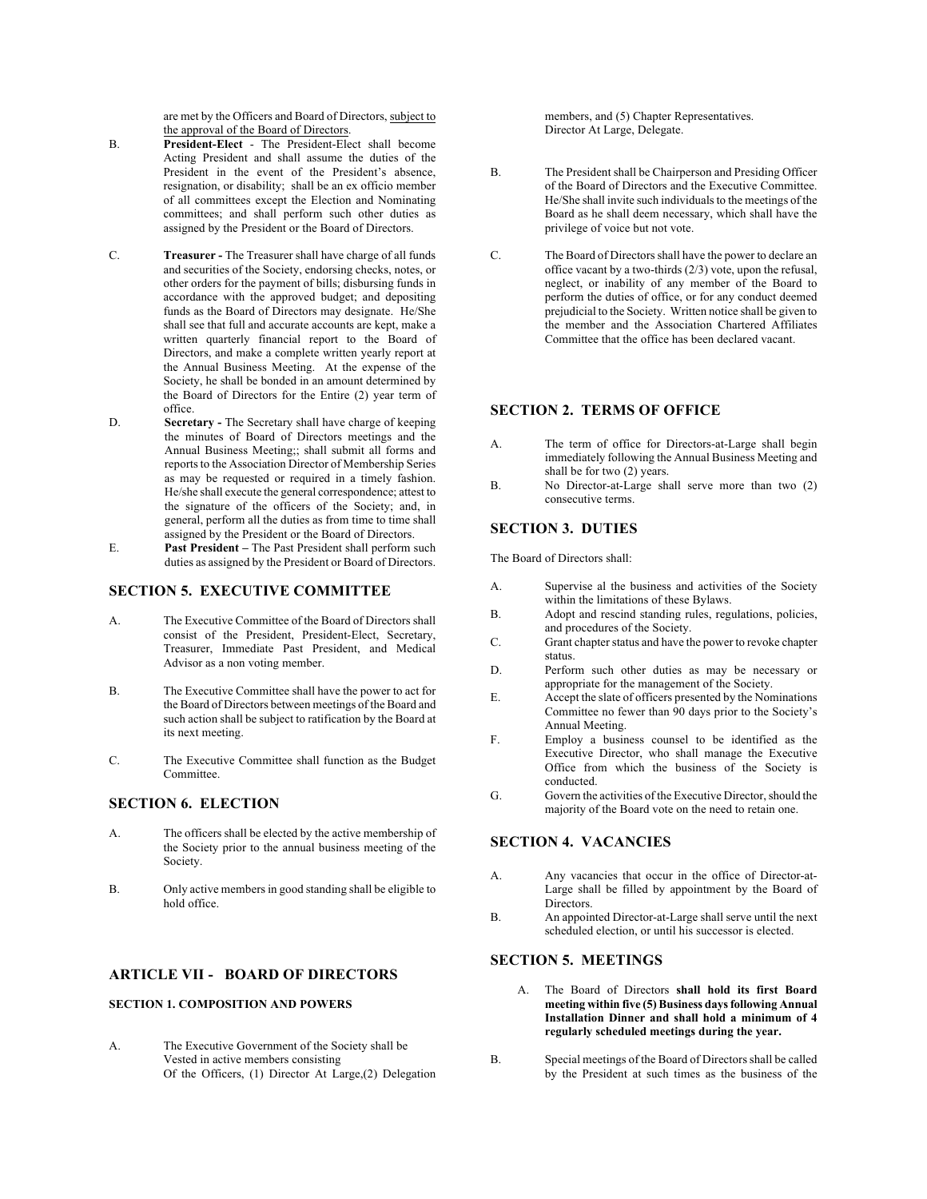are met by the Officers and Board of Directors, subject to the approval of the Board of Directors.

B. **President-Elect** - The President-Elect shall become Acting President and shall assume the duties of the President in the event of the President's absence, resignation, or disability; shall be an ex officio member of all committees except the Election and Nominating committees; and shall perform such other duties as assigned by the President or the Board of Directors.

C. **Treasurer -** The Treasurer shall have charge of all funds and securities of the Society, endorsing checks, notes, or other orders for the payment of bills; disbursing funds in accordance with the approved budget; and depositing funds as the Board of Directors may designate. He/She shall see that full and accurate accounts are kept, make a written quarterly financial report to the Board of Directors, and make a complete written yearly report at the Annual Business Meeting. At the expense of the Society, he shall be bonded in an amount determined by the Board of Directors for the Entire (2) year term of office.

D. **Secretary -** The Secretary shall have charge of keeping the minutes of Board of Directors meetings and the Annual Business Meeting;; shall submit all forms and reports to the Association Director of Membership Series as may be requested or required in a timely fashion. He/she shall execute the general correspondence; attest to the signature of the officers of the Society; and, in general, perform all the duties as from time to time shall assigned by the President or the Board of Directors.

E. **Past President –** The Past President shall perform such duties as assigned by the President or Board of Directors.

## SECTION 5. EXECUTIVE COMMITTEE

A. The Executive Committee of the Board of Directors shall consist of the President, President-Elect, Secretary, Treasurer, Immediate Past President, and Medical Advisor as a non voting member.

B. The Executive Committee shall have the power to act for the Board of Directors between meetings of the Board and such action shall be subject to ratification by the Board at its next meeting.

C. The Executive Committee shall function as the Budget Committee.

## SECTION 6. ELECTION

A. The officers shall be elected by the active membership of the Society prior to the annual business meeting of the Society.

B. Only active members in good standing shall be eligible to hold office.

## ARTICLE VII - BOARD OF DIRECTORS

### SECTION 1. COMPOSITION AND POWERS

A. The Executive Government of the Society shall be Vested in active members consisting Of the Officers, (1) Director At Large,(2) Delegation members, and (5) Chapter Representatives. Director At Large, Delegate.

B. The President shall be Chairperson and Presiding Officer of the Board of Directors and the Executive Committee. He/She shall invite such individuals to the meetings of the Board as he shall deem necessary, which shall have the privilege of voice but not vote.

C. The Board of Directors shall have the power to declare an office vacant by a two-thirds (2/3) vote, upon the refusal, neglect, or inability of any member of the Board to perform the duties of office, or for any conduct deemed prejudicial to the Society. Written notice shall be given to the member and the Association Chartered Affiliates Committee that the office has been declared vacant.

## SECTION 2. TERMS OF OFFICE

A. The term of office for Directors-at-Large shall begin immediately following the Annual Business Meeting and shall be for two (2) years.

B. No Director-at-Large shall serve more than two (2) consecutive terms.

## SECTION 3. DUTIES

The Board of Directors shall:

A. Supervise al the business and activities of the Society within the limitations of these Bylaws.

B. Adopt and rescind standing rules, regulations, policies, and procedures of the Society.

C. Grant chapter status and have the power to revoke chapter status.

D. Perform such other duties as may be necessary or appropriate for the management of the Society.

E. Accept the slate of officers presented by the Nominations Committee no fewer than 90 days prior to the Society's Annual Meeting.

F. Employ a business counsel to be identified as the Executive Director, who shall manage the Executive Office from which the business of the Society is conducted.

G. Govern the activities of the Executive Director, should the majority of the Board vote on the need to retain one.

## SECTION 4. VACANCIES

A. Any vacancies that occur in the office of Director-at-Large shall be filled by appointment by the Board of Directors.

B. An appointed Director-at-Large shall serve until the next scheduled election, or until his successor is elected.

## SECTION 5. MEETINGS

A. The Board of Directors **shall hold its first Board meeting within five (5) Business days following Annual Installation Dinner and shall hold a minimum of 4 regularly scheduled meetings during the year.**

B. Special meetings of the Board of Directors shall be called by the President at such times as the business of the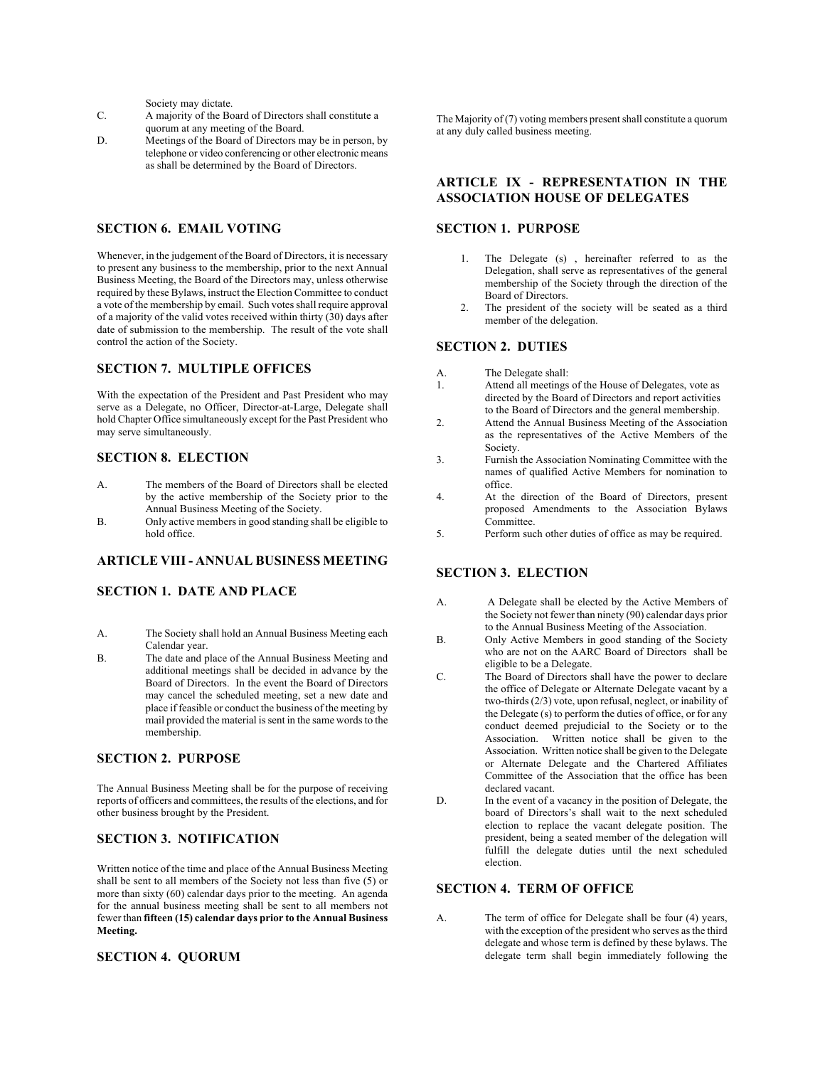Society may dictate.

C. A majority of the Board of Directors shall constitute a quorum at any meeting of the Board.

D. Meetings of the Board of Directors may be in person, by telephone or video conferencing or other electronic means as shall be determined by the Board of Directors.

### SECTION 6. EMAIL VOTING

Whenever, in the judgement of the Board of Directors, it is necessary to present any business to the membership, prior to the next Annual Business Meeting, the Board of the Directors may, unless otherwise required by these Bylaws, instruct the Election Committee to conduct a vote of the membership by email. Such votes shall require approval of a majority of the valid votes received within thirty (30) days after date of submission to the membership. The result of the vote shall control the action of the Society.

### SECTION 7. MULTIPLE OFFICES

With the expectation of the President and Past President who may serve as a Delegate, no Officer, Director-at-Large, Delegate shall hold Chapter Office simultaneously except for the Past President who may serve simultaneously.

### SECTION 8. ELECTION

A. The members of the Board of Directors shall be elected by the active membership of the Society prior to the Annual Business Meeting of the Society.

B. Only active members in good standing shall be eligible to hold office.

## ARTICLE VIII - ANNUAL BUSINESS MEETING

### SECTION 1. DATE AND PLACE

A. The Society shall hold an Annual Business Meeting each Calendar year.

B. The date and place of the Annual Business Meeting and additional meetings shall be decided in advance by the Board of Directors. In the event the Board of Directors may cancel the scheduled meeting, set a new date and place if feasible or conduct the business of the meeting by mail provided the material is sent in the same words to the membership.

### SECTION 2. PURPOSE

The Annual Business Meeting shall be for the purpose of receiving reports of officers and committees, the results of the elections, and for other business brought by the President.

### SECTION 3. NOTIFICATION

Written notice of the time and place of the Annual Business Meeting shall be sent to all members of the Society not less than five (5) or more than sixty (60) calendar days prior to the meeting. An agenda for the annual business meeting shall be sent to all members not fewer than **fifteen (15) calendar days prior to the Annual Business Meeting.**

### SECTION 4. QUORUM

The Majority of (7) voting members present shall constitute a quorum at any duly called business meeting.

## ARTICLE IX - REPRESENTATION IN THE ASSOCIATION HOUSE OF DELEGATES

### SECTION 1. PURPOSE

1. The Delegate (s) , hereinafter referred to as the Delegation, shall serve as representatives of the general membership of the Society through the direction of the Board of Directors.
2. The president of the society will be seated as a third member of the delegation.

### SECTION 2. DUTIES

A. The Delegate shall:

1. Attend all meetings of the House of Delegates, vote as directed by the Board of Directors and report activities to the Board of Directors and the general membership.
2. Attend the Annual Business Meeting of the Association as the representatives of the Active Members of the Society.
3. Furnish the Association Nominating Committee with the names of qualified Active Members for nomination to office.
4. At the direction of the Board of Directors, present proposed Amendments to the Association Bylaws Committee.
5. Perform such other duties of office as may be required.

### SECTION 3. ELECTION

A. A Delegate shall be elected by the Active Members of the Society not fewer than ninety (90) calendar days prior to the Annual Business Meeting of the Association.

B. Only Active Members in good standing of the Society who are not on the AARC Board of Directors shall be eligible to be a Delegate.

C. The Board of Directors shall have the power to declare the office of Delegate or Alternate Delegate vacant by a two-thirds (2/3) vote, upon refusal, neglect, or inability of the Delegate (s) to perform the duties of office, or for any conduct deemed prejudicial to the Society or to the Association. Written notice shall be given to the Association. Written notice shall be given to the Delegate or Alternate Delegate and the Chartered Affiliates Committee of the Association that the office has been declared vacant.

D. In the event of a vacancy in the position of Delegate, the board of Directors's shall wait to the next scheduled election to replace the vacant delegate position. The president, being a seated member of the delegation will fulfill the delegate duties until the next scheduled election.

### SECTION 4. TERM OF OFFICE

A. The term of office for Delegate shall be four (4) years, with the exception of the president who serves as the third delegate and whose term is defined by these bylaws. The delegate term shall begin immediately following the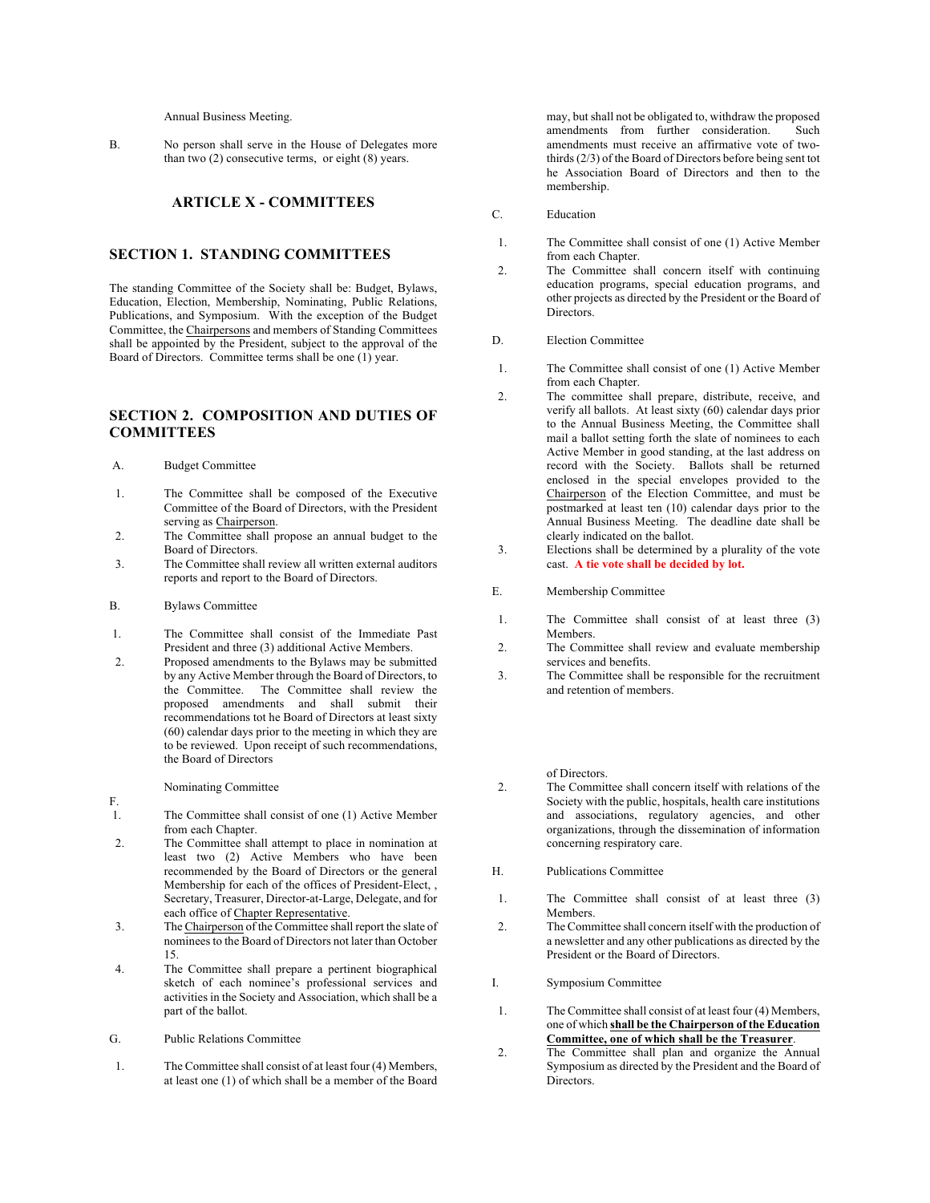Annual Business Meeting.

B. No person shall serve in the House of Delegates more than two (2) consecutive terms, or eight (8) years.

## ARTICLE X - COMMITTEES

### SECTION 1. STANDING COMMITTEES

The standing Committee of the Society shall be: Budget, Bylaws, Education, Election, Membership, Nominating, Public Relations, Publications, and Symposium. With the exception of the Budget Committee, the Chairpersons and members of Standing Committees shall be appointed by the President, subject to the approval of the Board of Directors. Committee terms shall be one (1) year.

### SECTION 2. COMPOSITION AND DUTIES OF COMMITTEES

A. Budget Committee

1. The Committee shall be composed of the Executive Committee of the Board of Directors, with the President serving as Chairperson.
2. The Committee shall propose an annual budget to the Board of Directors.
3. The Committee shall review all written external auditors reports and report to the Board of Directors.

B. Bylaws Committee

1. The Committee shall consist of the Immediate Past President and three (3) additional Active Members.
2. Proposed amendments to the Bylaws may be submitted by any Active Member through the Board of Directors, to the Committee. The Committee shall review the proposed amendments and shall submit their recommendations tot he Board of Directors at least sixty (60) calendar days prior to the meeting in which they are to be reviewed. Upon receipt of such recommendations, the Board of Directors may, but shall not be obligated to, withdraw the proposed amendments from further consideration. Such amendments must receive an affirmative vote of two-thirds (2/3) of the Board of Directors before being sent tot he Association Board of Directors and then to the membership.

C. Education

1. The Committee shall consist of one (1) Active Member from each Chapter.
2. The Committee shall concern itself with continuing education programs, special education programs, and other projects as directed by the President or the Board of Directors.

D. Election Committee

1. The Committee shall consist of one (1) Active Member from each Chapter.
2. The committee shall prepare, distribute, receive, and verify all ballots. At least sixty (60) calendar days prior to the Annual Business Meeting, the Committee shall mail a ballot setting forth the slate of nominees to each Active Member in good standing, at the last address on record with the Society. Ballots shall be returned enclosed in the special envelopes provided to the Chairperson of the Election Committee, and must be postmarked at least ten (10) calendar days prior to the Annual Business Meeting. The deadline date shall be clearly indicated on the ballot.
3. Elections shall be determined by a plurality of the vote cast. **A tie vote shall be decided by lot.**

E. Membership Committee

1. The Committee shall consist of at least three (3) Members.
2. The Committee shall review and evaluate membership services and benefits.
3. The Committee shall be responsible for the recruitment and retention of members.

F. Nominating Committee

1. The Committee shall consist of one (1) Active Member from each Chapter.
2. The Committee shall attempt to place in nomination at least two (2) Active Members who have been recommended by the Board of Directors or the general Membership for each of the offices of President-Elect, , Secretary, Treasurer, Director-at-Large, Delegate, and for each office of Chapter Representative.
3. The Chairperson of the Committee shall report the slate of nominees to the Board of Directors not later than October 15.
4. The Committee shall prepare a pertinent biographical sketch of each nominee's professional services and activities in the Society and Association, which shall be a part of the ballot.

G. Public Relations Committee

1. The Committee shall consist of at least four (4) Members, at least one (1) of which shall be a member of the Board of Directors.
2. The Committee shall concern itself with relations of the Society with the public, hospitals, health care institutions and associations, regulatory agencies, and other organizations, through the dissemination of information concerning respiratory care.

H. Publications Committee

1. The Committee shall consist of at least three (3) Members.
2. The Committee shall concern itself with the production of a newsletter and any other publications as directed by the President or the Board of Directors.

I. Symposium Committee

1. The Committee shall consist of at least four (4) Members, one of which **shall be the Chairperson of the Education Committee, one of which shall be the Treasurer**.
2. The Committee shall plan and organize the Annual Symposium as directed by the President and the Board of Directors.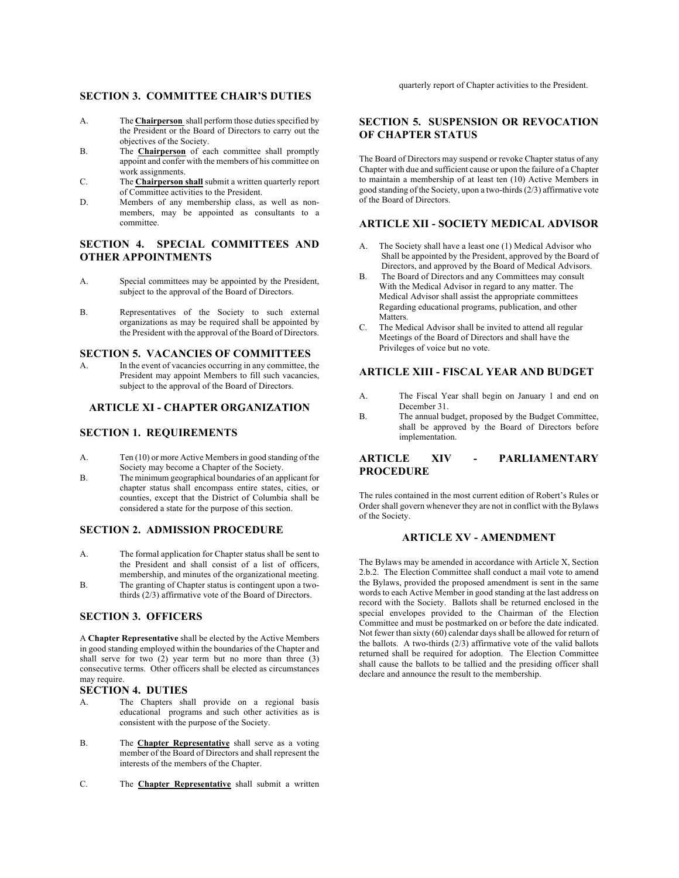## SECTION 3. COMMITTEE CHAIR'S DUTIES

A. The **Chairperson** shall perform those duties specified by the President or the Board of Directors to carry out the objectives of the Society.

B. The **Chairperson** of each committee shall promptly appoint and confer with the members of his committee on work assignments.

C. The **Chairperson shall** submit a written quarterly report of Committee activities to the President.

D. Members of any membership class, as well as non-members, may be appointed as consultants to a committee.

## SECTION 4. SPECIAL COMMITTEES AND OTHER APPOINTMENTS

A. Special committees may be appointed by the President, subject to the approval of the Board of Directors.

B. Representatives of the Society to such external organizations as may be required shall be appointed by the President with the approval of the Board of Directors.

## SECTION 5. VACANCIES OF COMMITTEES

A. In the event of vacancies occurring in any committee, the President may appoint Members to fill such vacancies, subject to the approval of the Board of Directors.

# ARTICLE XI - CHAPTER ORGANIZATION

## SECTION 1. REQUIREMENTS

A. Ten (10) or more Active Members in good standing of the Society may become a Chapter of the Society.

B. The minimum geographical boundaries of an applicant for chapter status shall encompass entire states, cities, or counties, except that the District of Columbia shall be considered a state for the purpose of this section.

## SECTION 2. ADMISSION PROCEDURE

A. The formal application for Chapter status shall be sent to the President and shall consist of a list of officers, membership, and minutes of the organizational meeting.

B. The granting of Chapter status is contingent upon a two-thirds (2/3) affirmative vote of the Board of Directors.

## SECTION 3. OFFICERS

A **Chapter Representative** shall be elected by the Active Members in good standing employed within the boundaries of the Chapter and shall serve for two (2) year term but no more than three (3) consecutive terms. Other officers shall be elected as circumstances may require.

## SECTION 4. DUTIES

A. The Chapters shall provide on a regional basis educational programs and such other activities as is consistent with the purpose of the Society.

B. The **Chapter Representative** shall serve as a voting member of the Board of Directors and shall represent the interests of the members of the Chapter.

C. The **Chapter Representative** shall submit a written quarterly report of Chapter activities to the President.

## SECTION 5. SUSPENSION OR REVOCATION OF CHAPTER STATUS

The Board of Directors may suspend or revoke Chapter status of any Chapter with due and sufficient cause or upon the failure of a Chapter to maintain a membership of at least ten (10) Active Members in good standing of the Society, upon a two-thirds (2/3) affirmative vote of the Board of Directors.

# ARTICLE XII - SOCIETY MEDICAL ADVISOR

A. The Society shall have a least one (1) Medical Advisor who Shall be appointed by the President, approved by the Board of Directors, and approved by the Board of Medical Advisors.

B. The Board of Directors and any Committees may consult With the Medical Advisor in regard to any matter. The Medical Advisor shall assist the appropriate committees Regarding educational programs, publication, and other Matters.

C. The Medical Advisor shall be invited to attend all regular Meetings of the Board of Directors and shall have the Privileges of voice but no vote.

# ARTICLE XIII - FISCAL YEAR AND BUDGET

A. The Fiscal Year shall begin on January 1 and end on December 31.

B. The annual budget, proposed by the Budget Committee, shall be approved by the Board of Directors before implementation.

# ARTICLE XIV - PARLIAMENTARY PROCEDURE

The rules contained in the most current edition of Robert's Rules or Order shall govern whenever they are not in conflict with the Bylaws of the Society.

# ARTICLE XV - AMENDMENT

The Bylaws may be amended in accordance with Article X, Section 2.b.2. The Election Committee shall conduct a mail vote to amend the Bylaws, provided the proposed amendment is sent in the same words to each Active Member in good standing at the last address on record with the Society. Ballots shall be returned enclosed in the special envelopes provided to the Chairman of the Election Committee and must be postmarked on or before the date indicated. Not fewer than sixty (60) calendar days shall be allowed for return of the ballots. A two-thirds (2/3) affirmative vote of the valid ballots returned shall be required for adoption. The Election Committee shall cause the ballots to be tallied and the presiding officer shall declare and announce the result to the membership.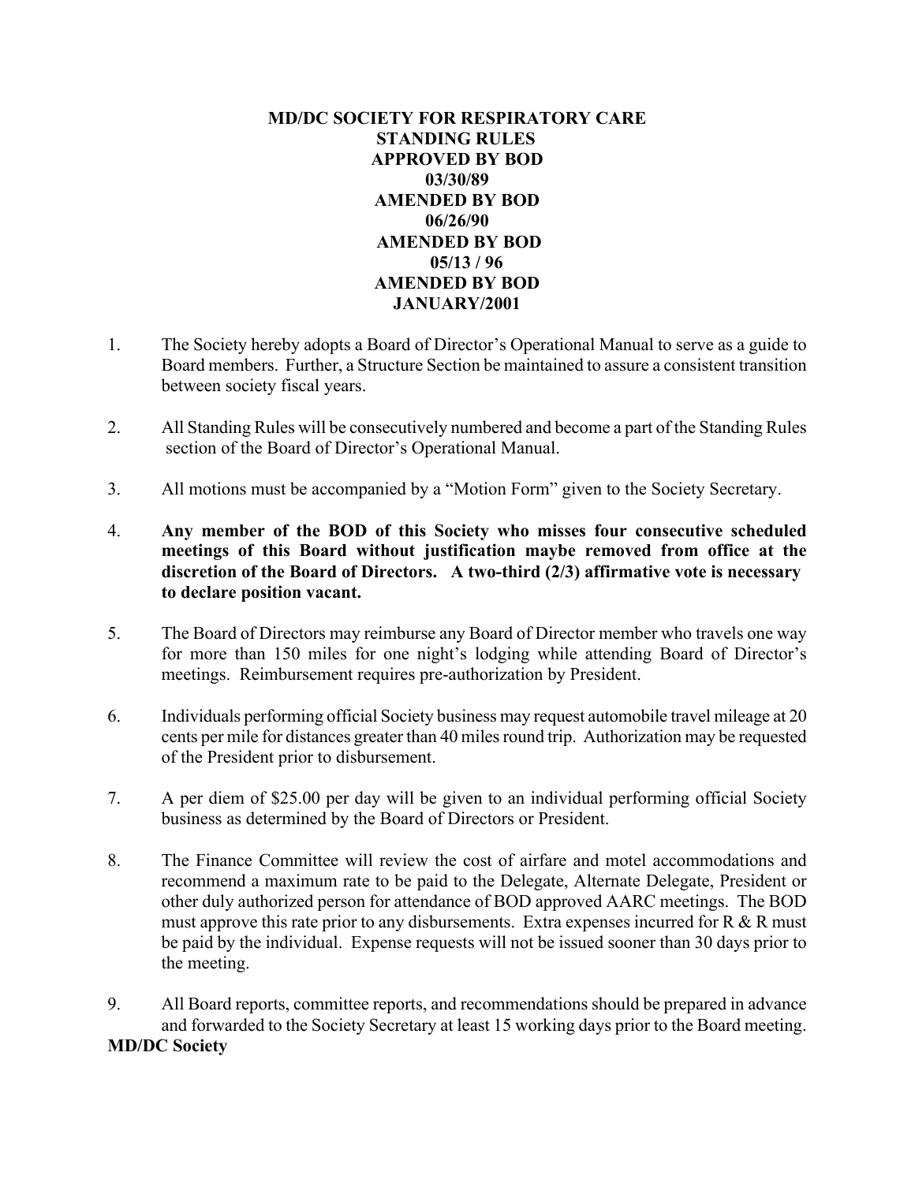# MD/DC SOCIETY FOR RESPIRATORY CARE
## STANDING RULES
**APPROVED BY BOD**
**03/30/89**
**AMENDED BY BOD**
**06/26/90**
**AMENDED BY BOD**
**05/13 / 96**
**AMENDED BY BOD**
**JANUARY/2001**

1. The Society hereby adopts a Board of Director's Operational Manual to serve as a guide to Board members. Further, a Structure Section be maintained to assure a consistent transition between society fiscal years.

2. All Standing Rules will be consecutively numbered and become a part of the Standing Rules section of the Board of Director's Operational Manual.

3. All motions must be accompanied by a "Motion Form" given to the Society Secretary.

4. **Any member of the BOD of this Society who misses four consecutive scheduled meetings of this Board without justification maybe removed from office at the discretion of the Board of Directors. A two-third (2/3) affirmative vote is necessary to declare position vacant.**

5. The Board of Directors may reimburse any Board of Director member who travels one way for more than 150 miles for one night's lodging while attending Board of Director's meetings. Reimbursement requires pre-authorization by President.

6. Individuals performing official Society business may request automobile travel mileage at 20 cents per mile for distances greater than 40 miles round trip. Authorization may be requested of the President prior to disbursement.

7. A per diem of $25.00 per day will be given to an individual performing official Society business as determined by the Board of Directors or President.

8. The Finance Committee will review the cost of airfare and motel accommodations and recommend a maximum rate to be paid to the Delegate, Alternate Delegate, President or other duly authorized person for attendance of BOD approved AARC meetings. The BOD must approve this rate prior to any disbursements. Extra expenses incurred for R & R must be paid by the individual. Expense requests will not be issued sooner than 30 days prior to the meeting.

9. All Board reports, committee reports, and recommendations should be prepared in advance and forwarded to the Society Secretary at least 15 working days prior to the Board meeting.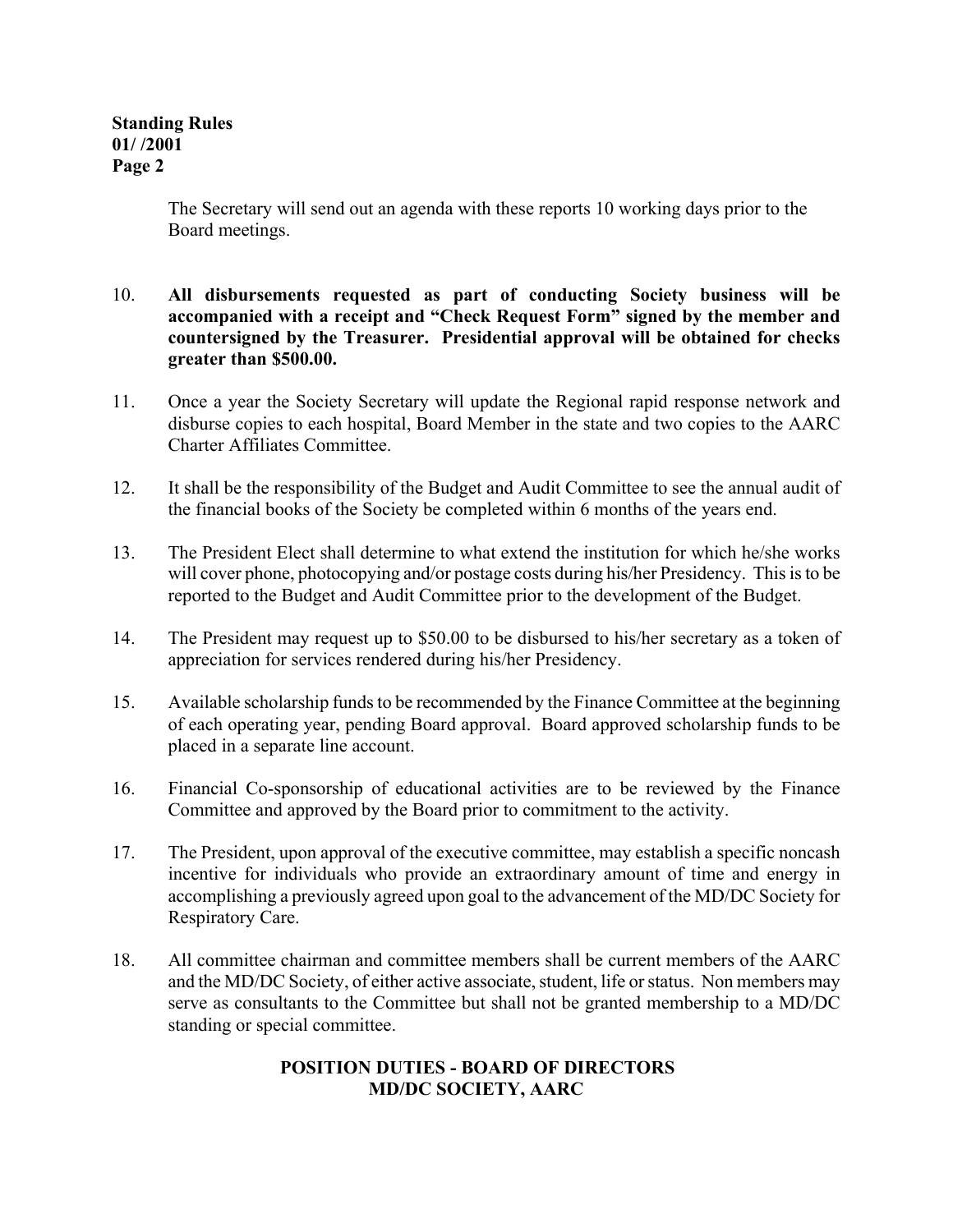The Secretary will send out an agenda with these reports 10 working days prior to the Board meetings.

10. **All disbursements requested as part of conducting Society business will be accompanied with a receipt and "Check Request Form" signed by the member and countersigned by the Treasurer. Presidential approval will be obtained for checks greater than $500.00.**

11. Once a year the Society Secretary will update the Regional rapid response network and disburse copies to each hospital, Board Member in the state and two copies to the AARC Charter Affiliates Committee.

12. It shall be the responsibility of the Budget and Audit Committee to see the annual audit of the financial books of the Society be completed within 6 months of the years end.

13. The President Elect shall determine to what extend the institution for which he/she works will cover phone, photocopying and/or postage costs during his/her Presidency. This is to be reported to the Budget and Audit Committee prior to the development of the Budget.

14. The President may request up to $50.00 to be disbursed to his/her secretary as a token of appreciation for services rendered during his/her Presidency.

15. Available scholarship funds to be recommended by the Finance Committee at the beginning of each operating year, pending Board approval. Board approved scholarship funds to be placed in a separate line account.

16. Financial Co-sponsorship of educational activities are to be reviewed by the Finance Committee and approved by the Board prior to commitment to the activity.

17. The President, upon approval of the executive committee, may establish a specific noncash incentive for individuals who provide an extraordinary amount of time and energy in accomplishing a previously agreed upon goal to the advancement of the MD/DC Society for Respiratory Care.

18. All committee chairman and committee members shall be current members of the AARC and the MD/DC Society, of either active associate, student, life or status. Non members may serve as consultants to the Committee but shall not be granted membership to a MD/DC standing or special committee.

## POSITION DUTIES - BOARD OF DIRECTORS
## MD/DC SOCIETY, AARC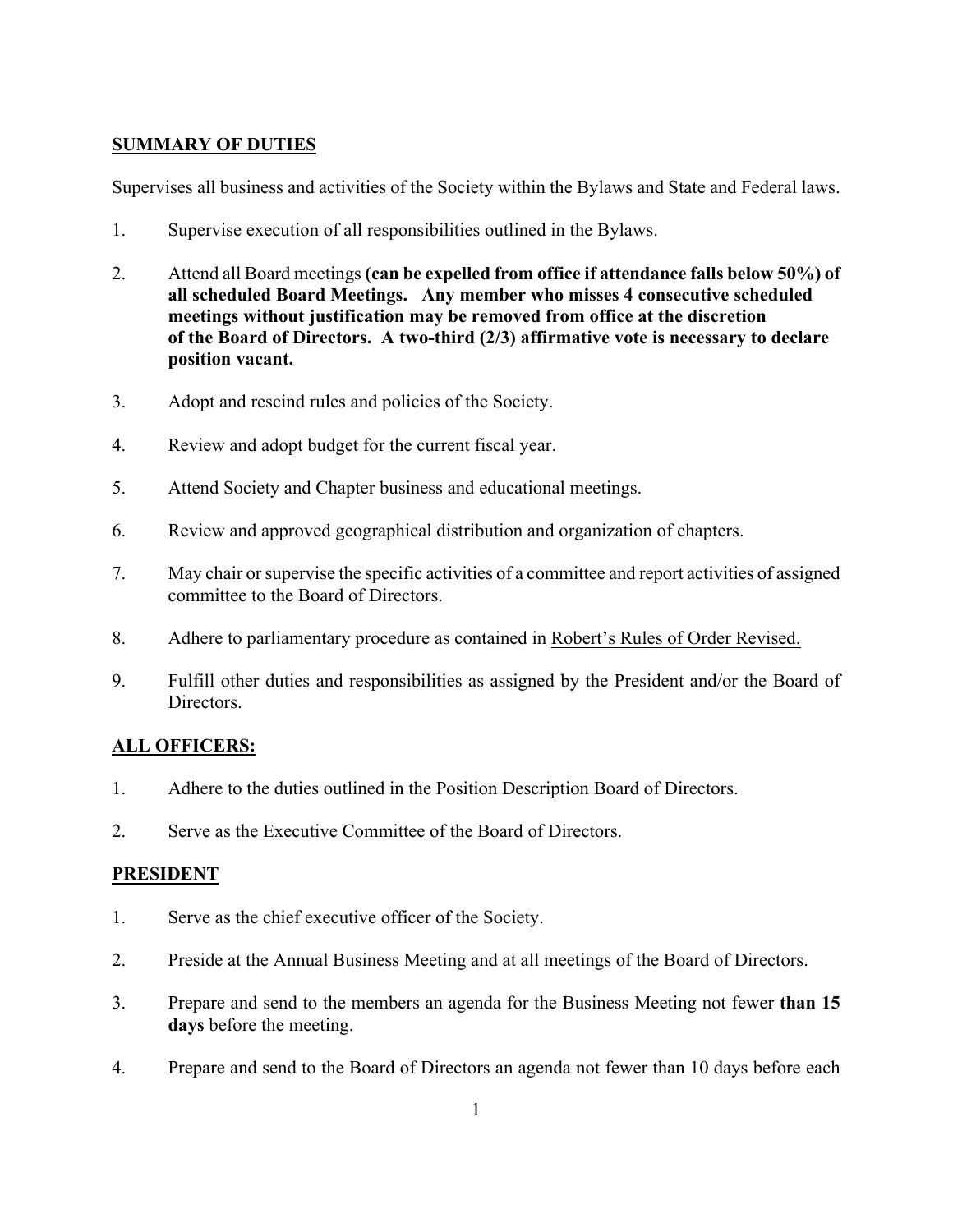## SUMMARY OF DUTIES

Supervises all business and activities of the Society within the Bylaws and State and Federal laws.

1. Supervise execution of all responsibilities outlined in the Bylaws.

2. Attend all Board meetings **(can be expelled from office if attendance falls below 50%) of all scheduled Board Meetings. Any member who misses 4 consecutive scheduled meetings without justification may be removed from office at the discretion of the Board of Directors. A two-third (2/3) affirmative vote is necessary to declare position vacant.**

3. Adopt and rescind rules and policies of the Society.

4. Review and adopt budget for the current fiscal year.

5. Attend Society and Chapter business and educational meetings.

6. Review and approved geographical distribution and organization of chapters.

7. May chair or supervise the specific activities of a committee and report activities of assigned committee to the Board of Directors.

8. Adhere to parliamentary procedure as contained in Robert's Rules of Order Revised.

9. Fulfill other duties and responsibilities as assigned by the President and/or the Board of Directors.

## ALL OFFICERS:

1. Adhere to the duties outlined in the Position Description Board of Directors.

2. Serve as the Executive Committee of the Board of Directors.

## PRESIDENT

1. Serve as the chief executive officer of the Society.

2. Preside at the Annual Business Meeting and at all meetings of the Board of Directors.

3. Prepare and send to the members an agenda for the Business Meeting not fewer **than 15 days** before the meeting.

4. Prepare and send to the Board of Directors an agenda not fewer than 10 days before each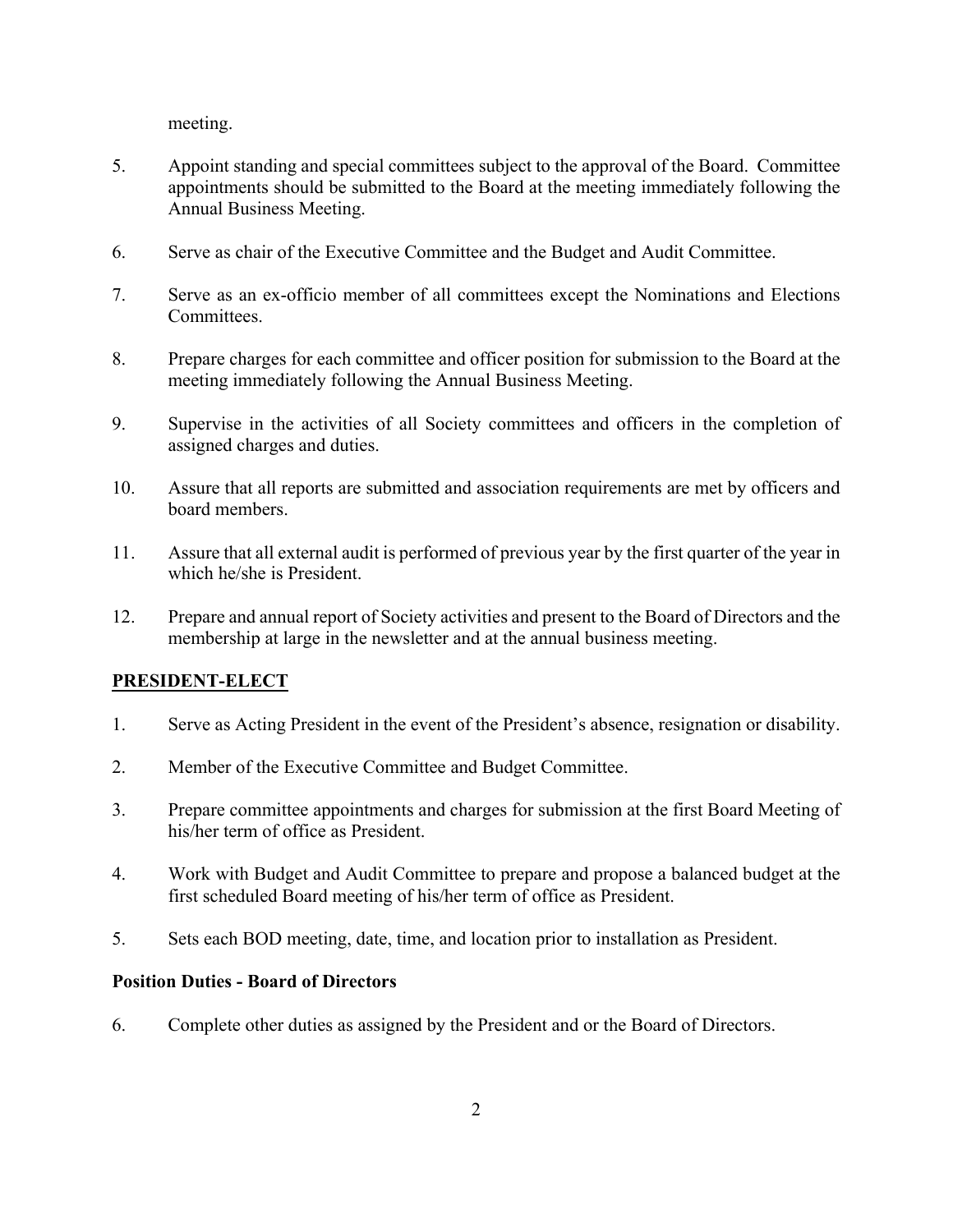meeting.

5. Appoint standing and special committees subject to the approval of the Board. Committee appointments should be submitted to the Board at the meeting immediately following the Annual Business Meeting.

6. Serve as chair of the Executive Committee and the Budget and Audit Committee.

7. Serve as an ex-officio member of all committees except the Nominations and Elections Committees.

8. Prepare charges for each committee and officer position for submission to the Board at the meeting immediately following the Annual Business Meeting.

9. Supervise in the activities of all Society committees and officers in the completion of assigned charges and duties.

10. Assure that all reports are submitted and association requirements are met by officers and board members.

11. Assure that all external audit is performed of previous year by the first quarter of the year in which he/she is President.

12. Prepare and annual report of Society activities and present to the Board of Directors and the membership at large in the newsletter and at the annual business meeting.

## PRESIDENT-ELECT

1. Serve as Acting President in the event of the President's absence, resignation or disability.

2. Member of the Executive Committee and Budget Committee.

3. Prepare committee appointments and charges for submission at the first Board Meeting of his/her term of office as President.

4. Work with Budget and Audit Committee to prepare and propose a balanced budget at the first scheduled Board meeting of his/her term of office as President.

5. Sets each BOD meeting, date, time, and location prior to installation as President.

**Position Duties - Board of Directors**

6. Complete other duties as assigned by the President and or the Board of Directors.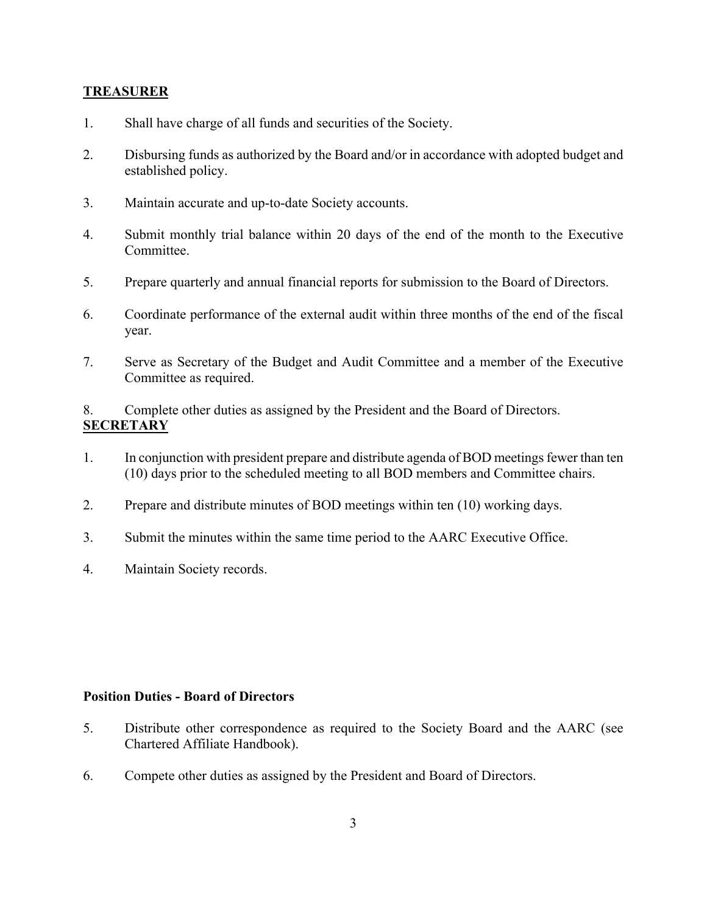**TREASURER**

1. Shall have charge of all funds and securities of the Society.

2. Disbursing funds as authorized by the Board and/or in accordance with adopted budget and established policy.

3. Maintain accurate and up-to-date Society accounts.

4. Submit monthly trial balance within 20 days of the end of the month to the Executive Committee.

5. Prepare quarterly and annual financial reports for submission to the Board of Directors.

6. Coordinate performance of the external audit within three months of the end of the fiscal year.

7. Serve as Secretary of the Budget and Audit Committee and a member of the Executive Committee as required.

8. Complete other duties as assigned by the President and the Board of Directors.

**SECRETARY**

1. In conjunction with president prepare and distribute agenda of BOD meetings fewer than ten (10) days prior to the scheduled meeting to all BOD members and Committee chairs.

2. Prepare and distribute minutes of BOD meetings within ten (10) working days.

3. Submit the minutes within the same time period to the AARC Executive Office.

4. Maintain Society records.

**Position Duties - Board of Directors**

5. Distribute other correspondence as required to the Society Board and the AARC (see Chartered Affiliate Handbook).

6. Compete other duties as assigned by the President and Board of Directors.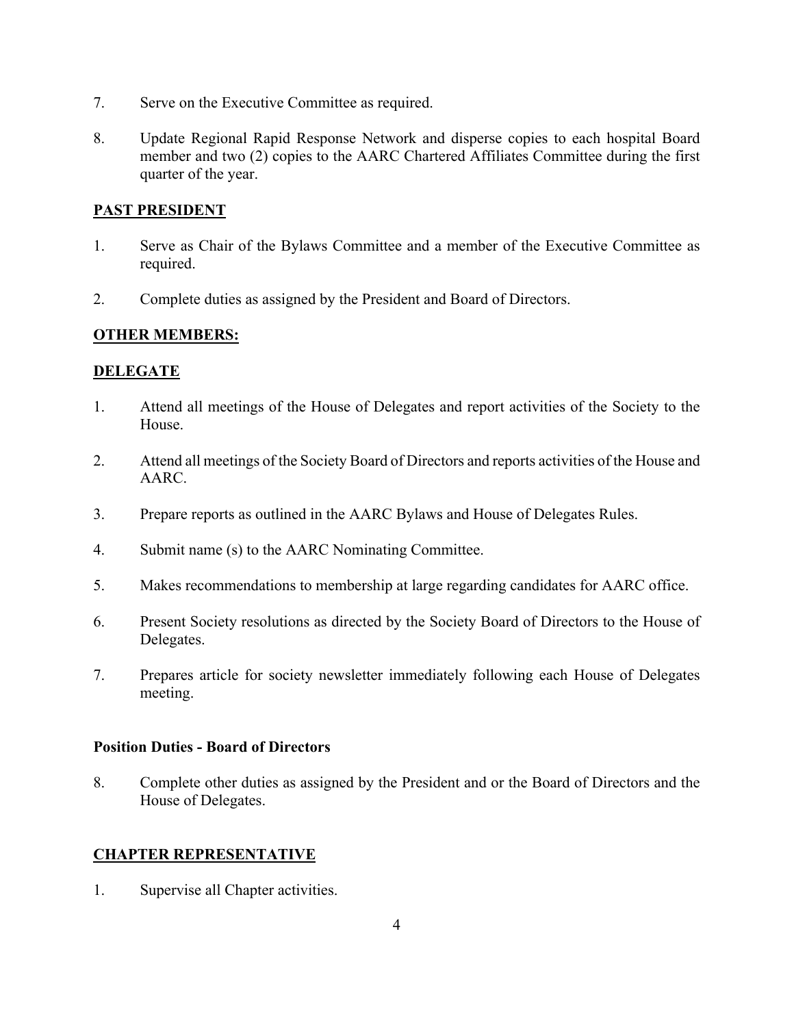7. Serve on the Executive Committee as required.

8. Update Regional Rapid Response Network and disperse copies to each hospital Board member and two (2) copies to the AARC Chartered Affiliates Committee during the first quarter of the year.

**PAST PRESIDENT**

1. Serve as Chair of the Bylaws Committee and a member of the Executive Committee as required.

2. Complete duties as assigned by the President and Board of Directors.

**OTHER MEMBERS:**

**DELEGATE**

1. Attend all meetings of the House of Delegates and report activities of the Society to the House.

2. Attend all meetings of the Society Board of Directors and reports activities of the House and AARC.

3. Prepare reports as outlined in the AARC Bylaws and House of Delegates Rules.

4. Submit name (s) to the AARC Nominating Committee.

5. Makes recommendations to membership at large regarding candidates for AARC office.

6. Present Society resolutions as directed by the Society Board of Directors to the House of Delegates.

7. Prepares article for society newsletter immediately following each House of Delegates meeting.

**Position Duties - Board of Directors**

8. Complete other duties as assigned by the President and or the Board of Directors and the House of Delegates.

**CHAPTER REPRESENTATIVE**

1. Supervise all Chapter activities.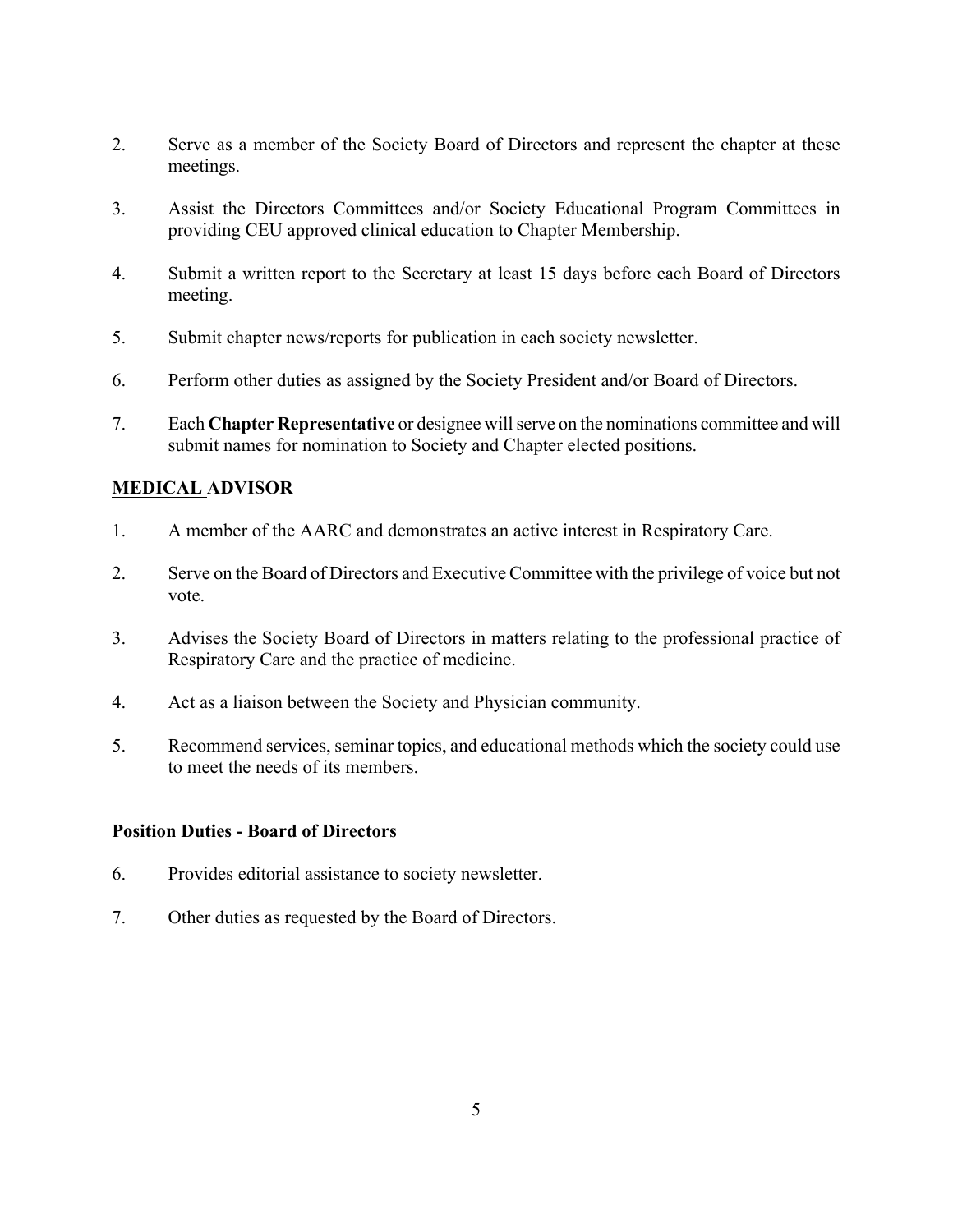2. Serve as a member of the Society Board of Directors and represent the chapter at these meetings.

3. Assist the Directors Committees and/or Society Educational Program Committees in providing CEU approved clinical education to Chapter Membership.

4. Submit a written report to the Secretary at least 15 days before each Board of Directors meeting.

5. Submit chapter news/reports for publication in each society newsletter.

6. Perform other duties as assigned by the Society President and/or Board of Directors.

7. Each **Chapter Representative** or designee will serve on the nominations committee and will submit names for nomination to Society and Chapter elected positions.

## MEDICAL ADVISOR

1. A member of the AARC and demonstrates an active interest in Respiratory Care.

2. Serve on the Board of Directors and Executive Committee with the privilege of voice but not vote.

3. Advises the Society Board of Directors in matters relating to the professional practice of Respiratory Care and the practice of medicine.

4. Act as a liaison between the Society and Physician community.

5. Recommend services, seminar topics, and educational methods which the society could use to meet the needs of its members.

**Position Duties - Board of Directors**

6. Provides editorial assistance to society newsletter.

7. Other duties as requested by the Board of Directors.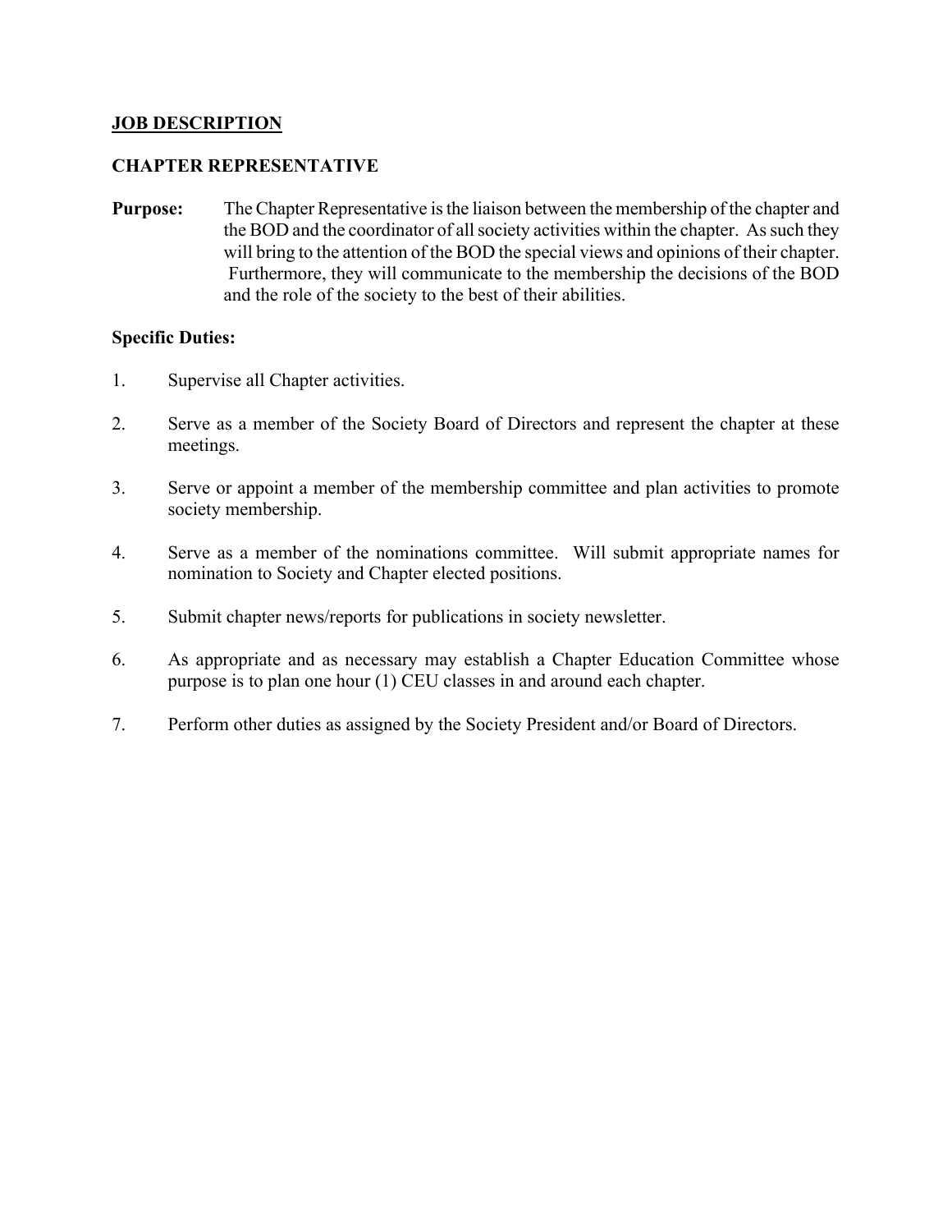## <u>JOB DESCRIPTION</u>

### CHAPTER REPRESENTATIVE

**Purpose:** The Chapter Representative is the liaison between the membership of the chapter and the BOD and the coordinator of all society activities within the chapter. As such they will bring to the attention of the BOD the special views and opinions of their chapter. Furthermore, they will communicate to the membership the decisions of the BOD and the role of the society to the best of their abilities.

**Specific Duties:**

1. Supervise all Chapter activities.
2. Serve as a member of the Society Board of Directors and represent the chapter at these meetings.
3. Serve or appoint a member of the membership committee and plan activities to promote society membership.
4. Serve as a member of the nominations committee. Will submit appropriate names for nomination to Society and Chapter elected positions.
5. Submit chapter news/reports for publications in society newsletter.
6. As appropriate and as necessary may establish a Chapter Education Committee whose purpose is to plan one hour (1) CEU classes in and around each chapter.
7. Perform other duties as assigned by the Society President and/or Board of Directors.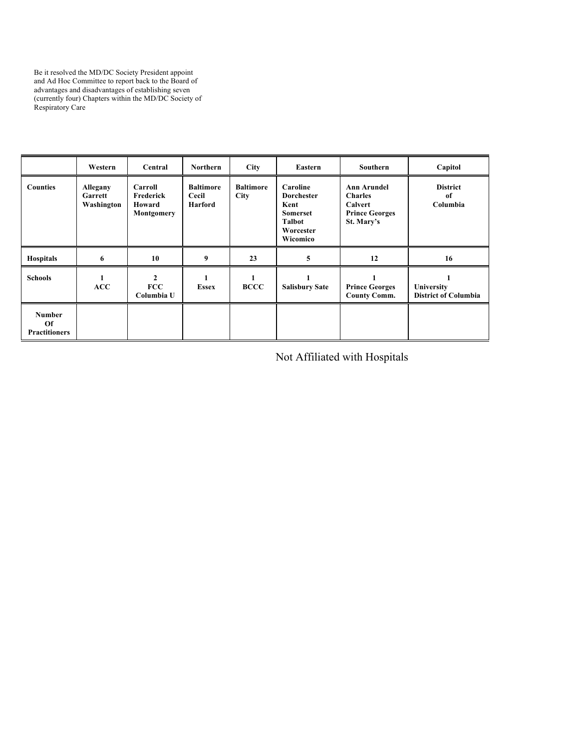Be it resolved the MD/DC Society President appoint and Ad Hoc Committee to report back to the Board of advantages and disadvantages of establishing seven (currently four) Chapters within the MD/DC Society of Respiratory Care

| | Western | Central | Northern | City | Eastern | Southern | Capitol |
|---|---|---|---|---|---|---|---|
| **Counties** | **Allegany Garrett Washington** | **Carroll Frederick Howard Montgomery** | **Baltimore Cecil Harford** | **Baltimore City** | **Caroline Dorchester Kent Somerset Talbot Worcester Wicomico** | **Ann Arundel Charles Calvert Prince Georges St. Mary's** | **District of Columbia** |
| **Hospitals** | **6** | **10** | **9** | **23** | **5** | **12** | **16** |
| **Schools** | **1 ACC** | **2 FCC Columbia U** | **1 Essex** | **1 BCCC** | **1 Salisbury Sate** | **1 Prince Georges County Comm.** | **1 University District of Columbia** |
| **Number Of Practitioners** | | | | | | | |

Not Affiliated with Hospitals